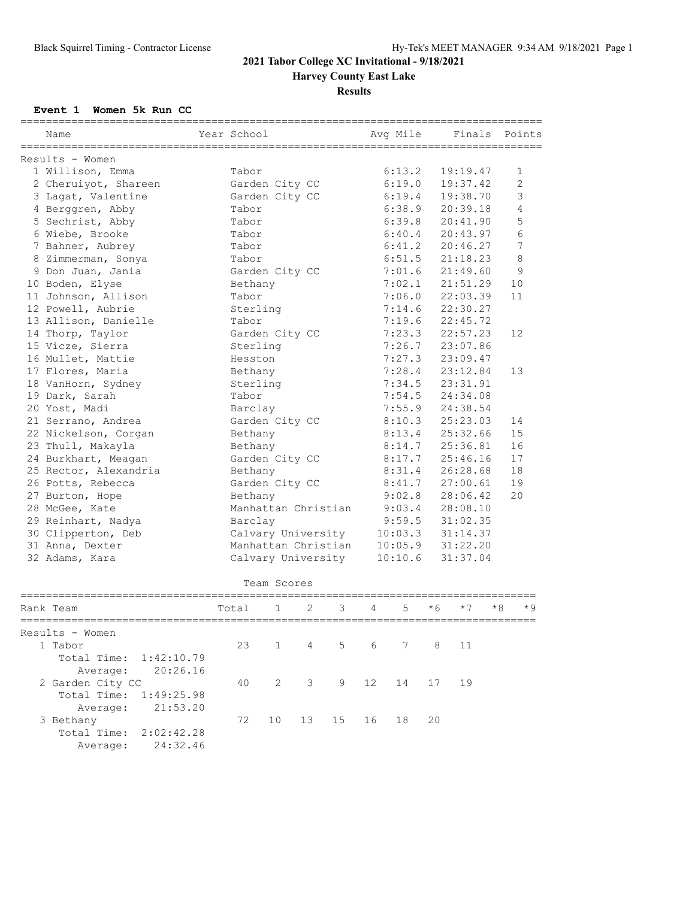# 2021 Tabor College XC Invitational - 9/18/2021

## Harvey County East Lake

### Results

**Event 1 Women 5k Run CC**

Results - Women

| | Name | Year | School | Avg Mile | Finals | Points |
|---|---|---|---|---|---|---|
| 1 | Willison, Emma | | Tabor | 6:13.2 | 19:19.47 | 1 |
| 2 | Cheruiyot, Shareen | | Garden City CC | 6:19.0 | 19:37.42 | 2 |
| 3 | Lagat, Valentine | | Garden City CC | 6:19.4 | 19:38.70 | 3 |
| 4 | Berggren, Abby | | Tabor | 6:38.9 | 20:39.18 | 4 |
| 5 | Sechrist, Abby | | Tabor | 6:39.8 | 20:41.90 | 5 |
| 6 | Wiebe, Brooke | | Tabor | 6:40.4 | 20:43.97 | 6 |
| 7 | Bahner, Aubrey | | Tabor | 6:41.2 | 20:46.27 | 7 |
| 8 | Zimmerman, Sonya | | Tabor | 6:51.5 | 21:18.23 | 8 |
| 9 | Don Juan, Jania | | Garden City CC | 7:01.6 | 21:49.60 | 9 |
| 10 | Boden, Elyse | | Bethany | 7:02.1 | 21:51.29 | 10 |
| 11 | Johnson, Allison | | Tabor | 7:06.0 | 22:03.39 | 11 |
| 12 | Powell, Aubrie | | Sterling | 7:14.6 | 22:30.27 | |
| 13 | Allison, Danielle | | Tabor | 7:19.6 | 22:45.72 | |
| 14 | Thorp, Taylor | | Garden City CC | 7:23.3 | 22:57.23 | 12 |
| 15 | Vicze, Sierra | | Sterling | 7:26.7 | 23:07.86 | |
| 16 | Mullet, Mattie | | Hesston | 7:27.3 | 23:09.47 | |
| 17 | Flores, Maria | | Bethany | 7:28.4 | 23:12.84 | 13 |
| 18 | VanHorn, Sydney | | Sterling | 7:34.5 | 23:31.91 | |
| 19 | Dark, Sarah | | Tabor | 7:54.5 | 24:34.08 | |
| 20 | Yost, Madi | | Barclay | 7:55.9 | 24:38.54 | |
| 21 | Serrano, Andrea | | Garden City CC | 8:10.3 | 25:23.03 | 14 |
| 22 | Nickelson, Corgan | | Bethany | 8:13.4 | 25:32.66 | 15 |
| 23 | Thull, Makayla | | Bethany | 8:14.7 | 25:36.81 | 16 |
| 24 | Burkhart, Meagan | | Garden City CC | 8:17.7 | 25:46.16 | 17 |
| 25 | Rector, Alexandria | | Bethany | 8:31.4 | 26:28.68 | 18 |
| 26 | Potts, Rebecca | | Garden City CC | 8:41.7 | 27:00.61 | 19 |
| 27 | Burton, Hope | | Bethany | 9:02.8 | 28:06.42 | 20 |
| 28 | McGee, Kate | | Manhattan Christian | 9:03.4 | 28:08.10 | |
| 29 | Reinhart, Nadya | | Barclay | 9:59.5 | 31:02.35 | |
| 30 | Clipperton, Deb | | Calvary University | 10:03.3 | 31:14.37 | |
| 31 | Anna, Dexter | | Manhattan Christian | 10:05.9 | 31:22.20 | |
| 32 | Adams, Kara | | Calvary University | 10:10.6 | 31:37.04 | |

Team Scores

Results - Women

| Rank | Team | Total | 1 | 2 | 3 | 4 | 5 | *6 | *7 | *8 | *9 |
|---|---|---|---|---|---|---|---|---|---|---|---|
| 1 | Tabor | 23 | 1 | 4 | 5 | 6 | 7 | 8 | 11 | | |
| | Total Time: 1:42:10.79 | | | | | | | | | | |
| | Average: 20:26.16 | | | | | | | | | | |
| 2 | Garden City CC | 40 | 2 | 3 | 9 | 12 | 14 | 17 | 19 | | |
| | Total Time: 1:49:25.98 | | | | | | | | | | |
| | Average: 21:53.20 | | | | | | | | | | |
| 3 | Bethany | 72 | 10 | 13 | 15 | 16 | 18 | 20 | | | |
| | Total Time: 2:02:42.28 | | | | | | | | | | |
| | Average: 24:32.46 | | | | | | | | | | |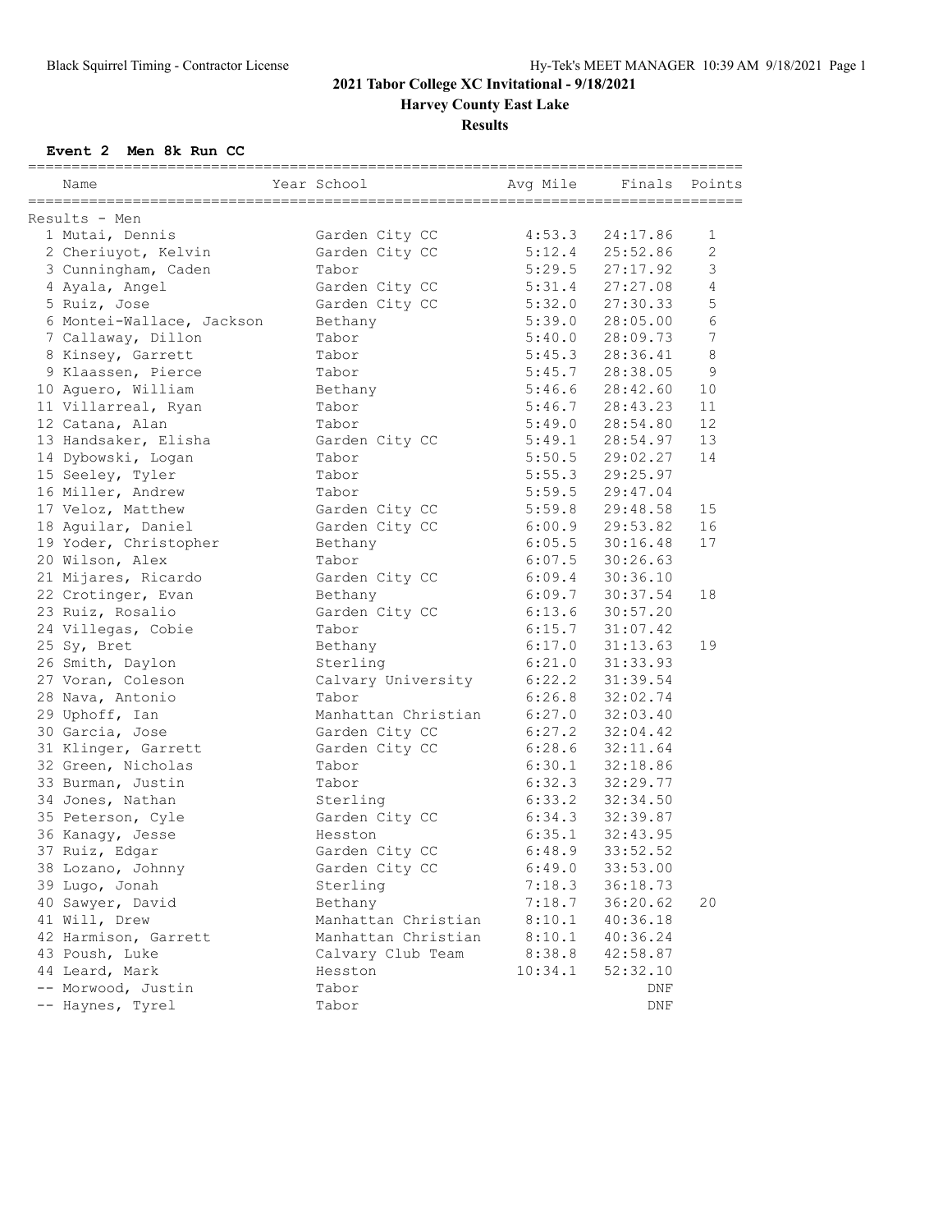# 2021 Tabor College XC Invitational - 9/18/2021

## Harvey County East Lake

### Results

**Event 2 Men 8k Run CC**

Results - Men

| Place | Name | Year | School | Avg Mile | Finals | Points |
|---|---|---|---|---|---|---|
| 1 | Mutai, Dennis | | Garden City CC | 4:53.3 | 24:17.86 | 1 |
| 2 | Cheriuyot, Kelvin | | Garden City CC | 5:12.4 | 25:52.86 | 2 |
| 3 | Cunningham, Caden | | Tabor | 5:29.5 | 27:17.92 | 3 |
| 4 | Ayala, Angel | | Garden City CC | 5:31.4 | 27:27.08 | 4 |
| 5 | Ruiz, Jose | | Garden City CC | 5:32.0 | 27:30.33 | 5 |
| 6 | Montei-Wallace, Jackson | | Bethany | 5:39.0 | 28:05.00 | 6 |
| 7 | Callaway, Dillon | | Tabor | 5:40.0 | 28:09.73 | 7 |
| 8 | Kinsey, Garrett | | Tabor | 5:45.3 | 28:36.41 | 8 |
| 9 | Klaassen, Pierce | | Tabor | 5:45.7 | 28:38.05 | 9 |
| 10 | Aguero, William | | Bethany | 5:46.6 | 28:42.60 | 10 |
| 11 | Villarreal, Ryan | | Tabor | 5:46.7 | 28:43.23 | 11 |
| 12 | Catana, Alan | | Tabor | 5:49.0 | 28:54.80 | 12 |
| 13 | Handsaker, Elisha | | Garden City CC | 5:49.1 | 28:54.97 | 13 |
| 14 | Dybowski, Logan | | Tabor | 5:50.5 | 29:02.27 | 14 |
| 15 | Seeley, Tyler | | Tabor | 5:55.3 | 29:25.97 | |
| 16 | Miller, Andrew | | Tabor | 5:59.5 | 29:47.04 | |
| 17 | Veloz, Matthew | | Garden City CC | 5:59.8 | 29:48.58 | 15 |
| 18 | Aguilar, Daniel | | Garden City CC | 6:00.9 | 29:53.82 | 16 |
| 19 | Yoder, Christopher | | Bethany | 6:05.5 | 30:16.48 | 17 |
| 20 | Wilson, Alex | | Tabor | 6:07.5 | 30:26.63 | |
| 21 | Mijares, Ricardo | | Garden City CC | 6:09.4 | 30:36.10 | |
| 22 | Crotinger, Evan | | Bethany | 6:09.7 | 30:37.54 | 18 |
| 23 | Ruiz, Rosalio | | Garden City CC | 6:13.6 | 30:57.20 | |
| 24 | Villegas, Cobie | | Tabor | 6:15.7 | 31:07.42 | |
| 25 | Sy, Bret | | Bethany | 6:17.0 | 31:13.63 | 19 |
| 26 | Smith, Daylon | | Sterling | 6:21.0 | 31:33.93 | |
| 27 | Voran, Coleson | | Calvary University | 6:22.2 | 31:39.54 | |
| 28 | Nava, Antonio | | Tabor | 6:26.8 | 32:02.74 | |
| 29 | Uphoff, Ian | | Manhattan Christian | 6:27.0 | 32:03.40 | |
| 30 | Garcia, Jose | | Garden City CC | 6:27.2 | 32:04.42 | |
| 31 | Klinger, Garrett | | Garden City CC | 6:28.6 | 32:11.64 | |
| 32 | Green, Nicholas | | Tabor | 6:30.1 | 32:18.86 | |
| 33 | Burman, Justin | | Tabor | 6:32.3 | 32:29.77 | |
| 34 | Jones, Nathan | | Sterling | 6:33.2 | 32:34.50 | |
| 35 | Peterson, Cyle | | Garden City CC | 6:34.3 | 32:39.87 | |
| 36 | Kanagy, Jesse | | Hesston | 6:35.1 | 32:43.95 | |
| 37 | Ruiz, Edgar | | Garden City CC | 6:48.9 | 33:52.52 | |
| 38 | Lozano, Johnny | | Garden City CC | 6:49.0 | 33:53.00 | |
| 39 | Lugo, Jonah | | Sterling | 7:18.3 | 36:18.73 | |
| 40 | Sawyer, David | | Bethany | 7:18.7 | 36:20.62 | 20 |
| 41 | Will, Drew | | Manhattan Christian | 8:10.1 | 40:36.18 | |
| 42 | Harmison, Garrett | | Manhattan Christian | 8:10.1 | 40:36.24 | |
| 43 | Poush, Luke | | Calvary Club Team | 8:38.8 | 42:58.87 | |
| 44 | Leard, Mark | | Hesston | 10:34.1 | 52:32.10 | |
| -- | Morwood, Justin | | Tabor | | DNF | |
| -- | Haynes, Tyrel | | Tabor | | DNF | |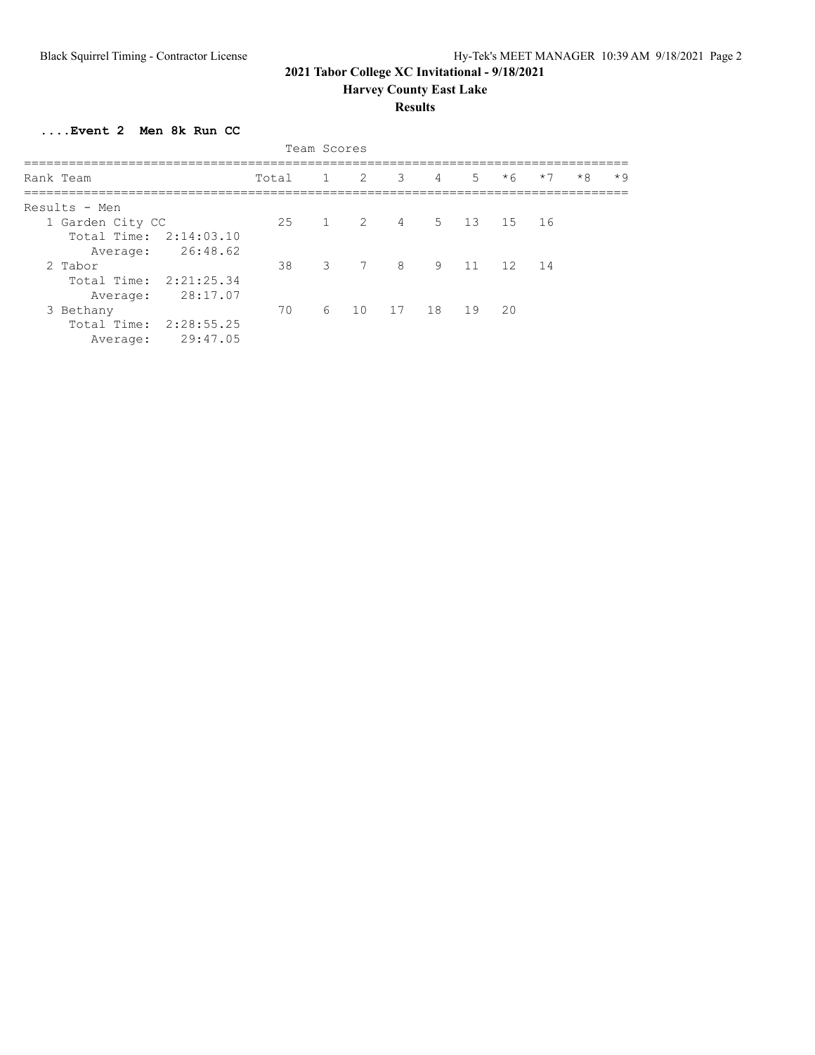## 2021 Tabor College XC Invitational - 9/18/2021

### Harvey County East Lake

### Results

**....Event 2 Men 8k Run CC**

Team Scores

| Rank | Team | Total | 1 | 2 | 3 | 4 | 5 | *6 | *7 | *8 | *9 |
|---|---|---|---|---|---|---|---|---|---|---|---|
| Results - Men | | | | | | | | | | | |
| 1 | Garden City CC | 25 | 1 | 2 | 4 | 5 | 13 | 15 | 16 | | |
| | Total Time: 2:14:03.10 | | | | | | | | | | |
| | Average: 26:48.62 | | | | | | | | | | |
| 2 | Tabor | 38 | 3 | 7 | 8 | 9 | 11 | 12 | 14 | | |
| | Total Time: 2:21:25.34 | | | | | | | | | | |
| | Average: 28:17.07 | | | | | | | | | | |
| 3 | Bethany | 70 | 6 | 10 | 17 | 18 | 19 | 20 | | | |
| | Total Time: 2:28:55.25 | | | | | | | | | | |
| | Average: 29:47.05 | | | | | | | | | | |